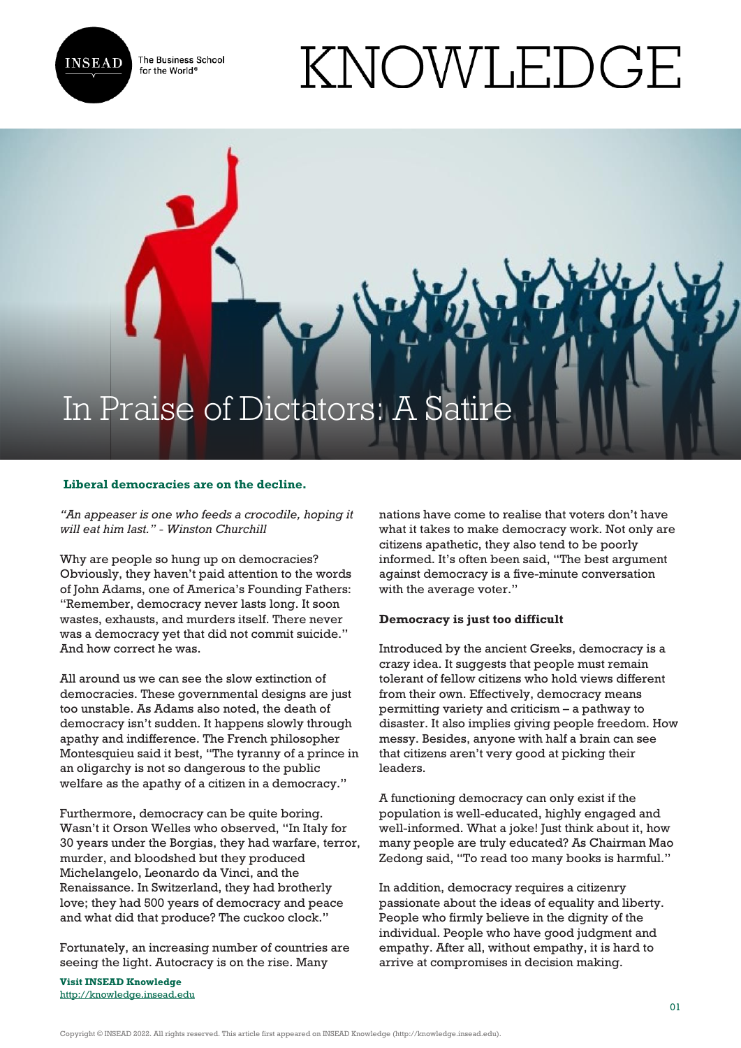# In Praise of Dictators: A Satire

**Liberal democracies are on the decline.**

*"An appeaser is one who feeds a crocodile, hoping it will eat him last." - Winston Churchill*

Why are people so hung up on democracies? Obviously, they haven't paid attention to the words of John Adams, one of America's Founding Fathers: "Remember, democracy never lasts long. It soon wastes, exhausts, and murders itself. There never was a democracy yet that did not commit suicide." And how correct he was.

All around us we can see the slow extinction of democracies. These governmental designs are just too unstable. As Adams also noted, the death of democracy isn't sudden. It happens slowly through apathy and indifference. The French philosopher Montesquieu said it best, "The tyranny of a prince in an oligarchy is not so dangerous to the public welfare as the apathy of a citizen in a democracy."

Furthermore, democracy can be quite boring. Wasn't it Orson Welles who observed, "In Italy for 30 years under the Borgias, they had warfare, terror, murder, and bloodshed but they produced Michelangelo, Leonardo da Vinci, and the Renaissance. In Switzerland, they had brotherly love; they had 500 years of democracy and peace and what did that produce? The cuckoo clock."

Fortunately, an increasing number of countries are seeing the light. Autocracy is on the rise. Many nations have come to realise that voters don't have what it takes to make democracy work. Not only are citizens apathetic, they also tend to be poorly informed. It's often been said, "The best argument against democracy is a five-minute conversation with the average voter."

**Democracy is just too difficult**

Introduced by the ancient Greeks, democracy is a crazy idea. It suggests that people must remain tolerant of fellow citizens who hold views different from their own. Effectively, democracy means permitting variety and criticism – a pathway to disaster. It also implies giving people freedom. How messy. Besides, anyone with half a brain can see that citizens aren't very good at picking their leaders.

A functioning democracy can only exist if the population is well-educated, highly engaged and well-informed. What a joke! Just think about it, how many people are truly educated? As Chairman Mao Zedong said, "To read too many books is harmful."

In addition, democracy requires a citizenry passionate about the ideas of equality and liberty. People who firmly believe in the dignity of the individual. People who have good judgment and empathy. After all, without empathy, it is hard to arrive at compromises in decision making.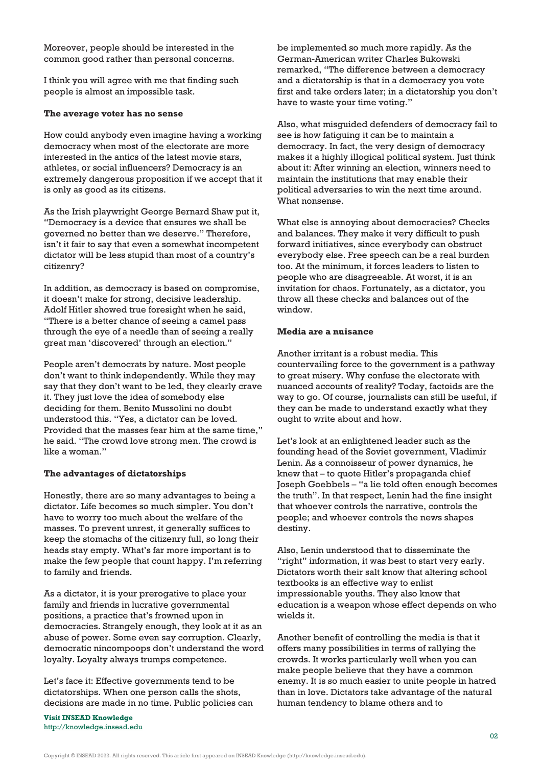Moreover, people should be interested in the common good rather than personal concerns.

I think you will agree with me that finding such people is almost an impossible task.

**The average voter has no sense**

How could anybody even imagine having a working democracy when most of the electorate are more interested in the antics of the latest movie stars, athletes, or social influencers? Democracy is an extremely dangerous proposition if we accept that it is only as good as its citizens.

As the Irish playwright George Bernard Shaw put it, "Democracy is a device that ensures we shall be governed no better than we deserve." Therefore, isn't it fair to say that even a somewhat incompetent dictator will be less stupid than most of a country's citizenry?

In addition, as democracy is based on compromise, it doesn't make for strong, decisive leadership. Adolf Hitler showed true foresight when he said, "There is a better chance of seeing a camel pass through the eye of a needle than of seeing a really great man 'discovered' through an election."

People aren't democrats by nature. Most people don't want to think independently. While they may say that they don't want to be led, they clearly crave it. They just love the idea of somebody else deciding for them. Benito Mussolini no doubt understood this. "Yes, a dictator can be loved. Provided that the masses fear him at the same time," he said. "The crowd love strong men. The crowd is like a woman."

**The advantages of dictatorships**

Honestly, there are so many advantages to being a dictator. Life becomes so much simpler. You don't have to worry too much about the welfare of the masses. To prevent unrest, it generally suffices to keep the stomachs of the citizenry full, so long their heads stay empty. What's far more important is to make the few people that count happy. I'm referring to family and friends.

As a dictator, it is your prerogative to place your family and friends in lucrative governmental positions, a practice that's frowned upon in democracies. Strangely enough, they look at it as an abuse of power. Some even say corruption. Clearly, democratic nincompoops don't understand the word loyalty. Loyalty always trumps competence.

Let's face it: Effective governments tend to be dictatorships. When one person calls the shots, decisions are made in no time. Public policies can be implemented so much more rapidly. As the German-American writer Charles Bukowski remarked, "The difference between a democracy and a dictatorship is that in a democracy you vote first and take orders later; in a dictatorship you don't have to waste your time voting."

Also, what misguided defenders of democracy fail to see is how fatiguing it can be to maintain a democracy. In fact, the very design of democracy makes it a highly illogical political system. Just think about it: After winning an election, winners need to maintain the institutions that may enable their political adversaries to win the next time around. What nonsense.

What else is annoying about democracies? Checks and balances. They make it very difficult to push forward initiatives, since everybody can obstruct everybody else. Free speech can be a real burden too. At the minimum, it forces leaders to listen to people who are disagreeable. At worst, it is an invitation for chaos. Fortunately, as a dictator, you throw all these checks and balances out of the window.

**Media are a nuisance**

Another irritant is a robust media. This countervailing force to the government is a pathway to great misery. Why confuse the electorate with nuanced accounts of reality? Today, factoids are the way to go. Of course, journalists can still be useful, if they can be made to understand exactly what they ought to write about and how.

Let's look at an enlightened leader such as the founding head of the Soviet government, Vladimir Lenin. As a connoisseur of power dynamics, he knew that – to quote Hitler's propaganda chief Joseph Goebbels – "a lie told often enough becomes the truth". In that respect, Lenin had the fine insight that whoever controls the narrative, controls the people; and whoever controls the news shapes destiny.

Also, Lenin understood that to disseminate the "right" information, it was best to start very early. Dictators worth their salt know that altering school textbooks is an effective way to enlist impressionable youths. They also know that education is a weapon whose effect depends on who wields it.

Another benefit of controlling the media is that it offers many possibilities in terms of rallying the crowds. It works particularly well when you can make people believe that they have a common enemy. It is so much easier to unite people in hatred than in love. Dictators take advantage of the natural human tendency to blame others and to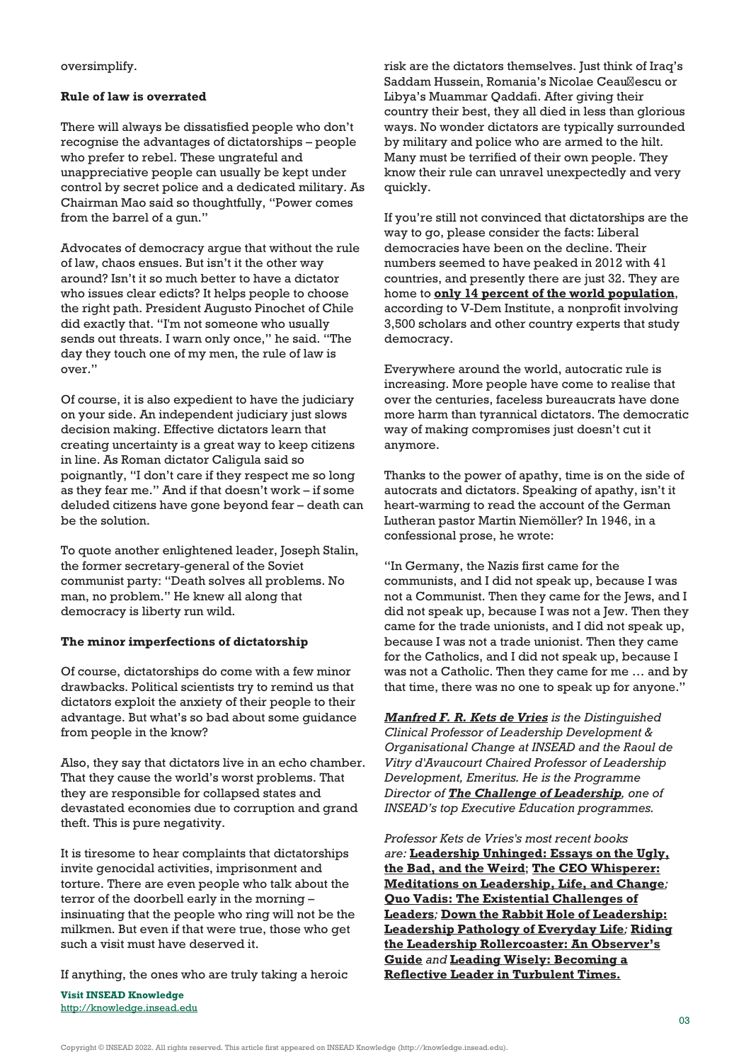oversimplify.

**Rule of law is overrated**

There will always be dissatisfied people who don't recognise the advantages of dictatorships – people who prefer to rebel. These ungrateful and unappreciative people can usually be kept under control by secret police and a dedicated military. As Chairman Mao said so thoughtfully, "Power comes from the barrel of a gun."

Advocates of democracy argue that without the rule of law, chaos ensues. But isn't it the other way around? Isn't it so much better to have a dictator who issues clear edicts? It helps people to choose the right path. President Augusto Pinochet of Chile did exactly that. "I'm not someone who usually sends out threats. I warn only once," he said. "The day they touch one of my men, the rule of law is over."

Of course, it is also expedient to have the judiciary on your side. An independent judiciary just slows decision making. Effective dictators learn that creating uncertainty is a great way to keep citizens in line. As Roman dictator Caligula said so poignantly, "I don't care if they respect me so long as they fear me." And if that doesn't work – if some deluded citizens have gone beyond fear – death can be the solution.

To quote another enlightened leader, Joseph Stalin, the former secretary-general of the Soviet communist party: "Death solves all problems. No man, no problem." He knew all along that democracy is liberty run wild.

**The minor imperfections of dictatorship**

Of course, dictatorships do come with a few minor drawbacks. Political scientists try to remind us that dictators exploit the anxiety of their people to their advantage. But what's so bad about some guidance from people in the know?

Also, they say that dictators live in an echo chamber. That they cause the world's worst problems. That they are responsible for collapsed states and devastated economies due to corruption and grand theft. This is pure negativity.

It is tiresome to hear complaints that dictatorships invite genocidal activities, imprisonment and torture. There are even people who talk about the terror of the doorbell early in the morning – insinuating that the people who ring will not be the milkmen. But even if that were true, those who get such a visit must have deserved it.

If anything, the ones who are truly taking a heroic risk are the dictators themselves. Just think of Iraq's Saddam Hussein, Romania's Nicolae Ceaușescu or Libya's Muammar Qaddafi. After giving their country their best, they all died in less than glorious ways. No wonder dictators are typically surrounded by military and police who are armed to the hilt. Many must be terrified of their own people. They know their rule can unravel unexpectedly and very quickly.

If you're still not convinced that dictatorships are the way to go, please consider the facts: Liberal democracies have been on the decline. Their numbers seemed to have peaked in 2012 with 41 countries, and presently there are just 32. They are home to **only 14 percent of the world population**, according to V-Dem Institute, a nonprofit involving 3,500 scholars and other country experts that study democracy.

Everywhere around the world, autocratic rule is increasing. More people have come to realise that over the centuries, faceless bureaucrats have done more harm than tyrannical dictators. The democratic way of making compromises just doesn't cut it anymore.

Thanks to the power of apathy, time is on the side of autocrats and dictators. Speaking of apathy, isn't it heart-warming to read the account of the German Lutheran pastor Martin Niemöller? In 1946, in a confessional prose, he wrote:

"In Germany, the Nazis first came for the communists, and I did not speak up, because I was not a Communist. Then they came for the Jews, and I did not speak up, because I was not a Jew. Then they came for the trade unionists, and I did not speak up, because I was not a trade unionist. Then they came for the Catholics, and I did not speak up, because I was not a Catholic. Then they came for me … and by that time, there was no one to speak up for anyone."

***Manfred F. R. Kets de Vries*** *is the Distinguished Clinical Professor of Leadership Development & Organisational Change at INSEAD and the Raoul de Vitry d'Avaucourt Chaired Professor of Leadership Development, Emeritus. He is the Programme Director of* ***The Challenge of Leadership****, one of INSEAD's top Executive Education programmes.*

*Professor Kets de Vries's most recent books are:* **Leadership Unhinged: Essays on the Ugly, the Bad, and the Weird**; **The CEO Whisperer: Meditations on Leadership, Life, and Change**; **Quo Vadis: The Existential Challenges of Leaders**; **Down the Rabbit Hole of Leadership: Leadership Pathology of Everyday Life**; **Riding the Leadership Rollercoaster: An Observer's Guide** *and* **Leading Wisely: Becoming a Reflective Leader in Turbulent Times.**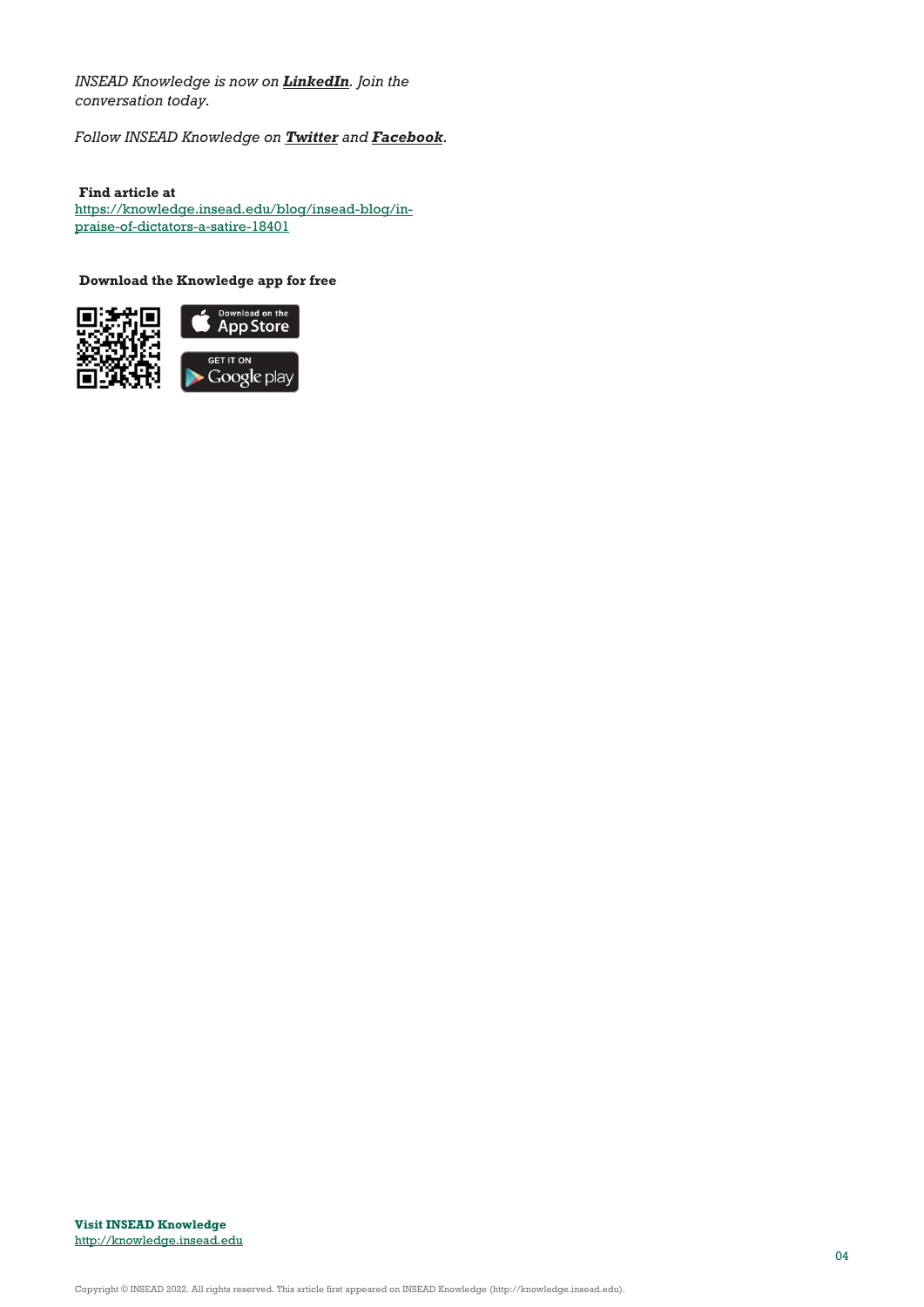*INSEAD Knowledge is now on **LinkedIn**. Join the conversation today.*

*Follow INSEAD Knowledge on **Twitter** and **Facebook**.*

**Find article at**
https://knowledge.insead.edu/blog/insead-blog/in-praise-of-dictators-a-satire-18401

**Download the Knowledge app for free**

**Visit INSEAD Knowledge**
http://knowledge.insead.edu

Copyright © INSEAD 2022. All rights reserved. This article first appeared on INSEAD Knowledge (http://knowledge.insead.edu).